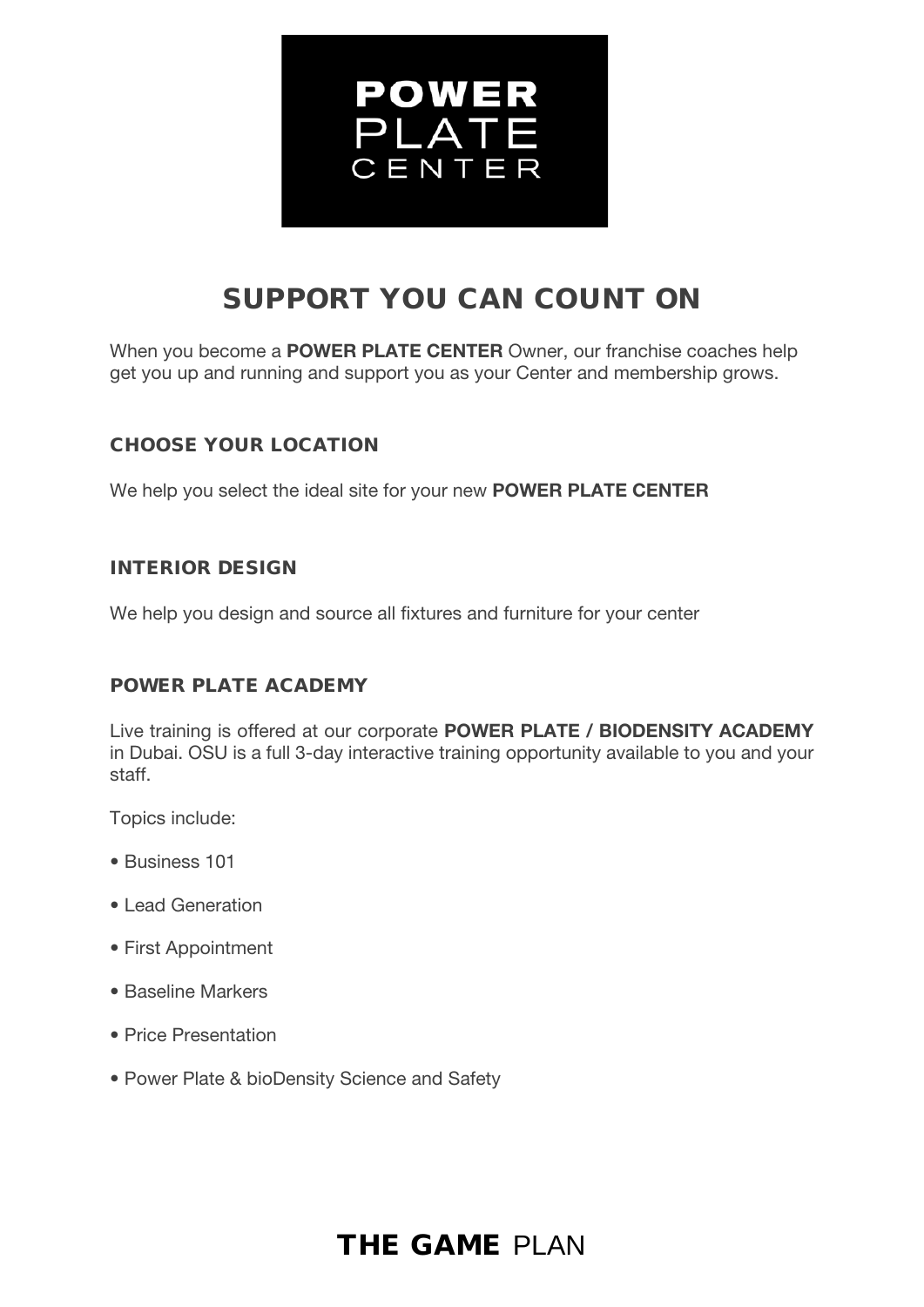POWER
PLATE
CENTER

# SUPPORT YOU CAN COUNT ON

When you become a **POWER PLATE CENTER** Owner, our franchise coaches help get you up and running and support you as your Center and membership grows.

### CHOOSE YOUR LOCATION

We help you select the ideal site for your new **POWER PLATE CENTER**

### INTERIOR DESIGN

We help you design and source all fixtures and furniture for your center

### POWER PLATE ACADEMY

Live training is offered at our corporate **POWER PLATE / BIODENSITY ACADEMY** in Dubai. OSU is a full 3-day interactive training opportunity available to you and your staff.

Topics include:

- Business 101
- Lead Generation
- First Appointment
- Baseline Markers
- Price Presentation
- Power Plate & bioDensity Science and Safety

**THE GAME** PLAN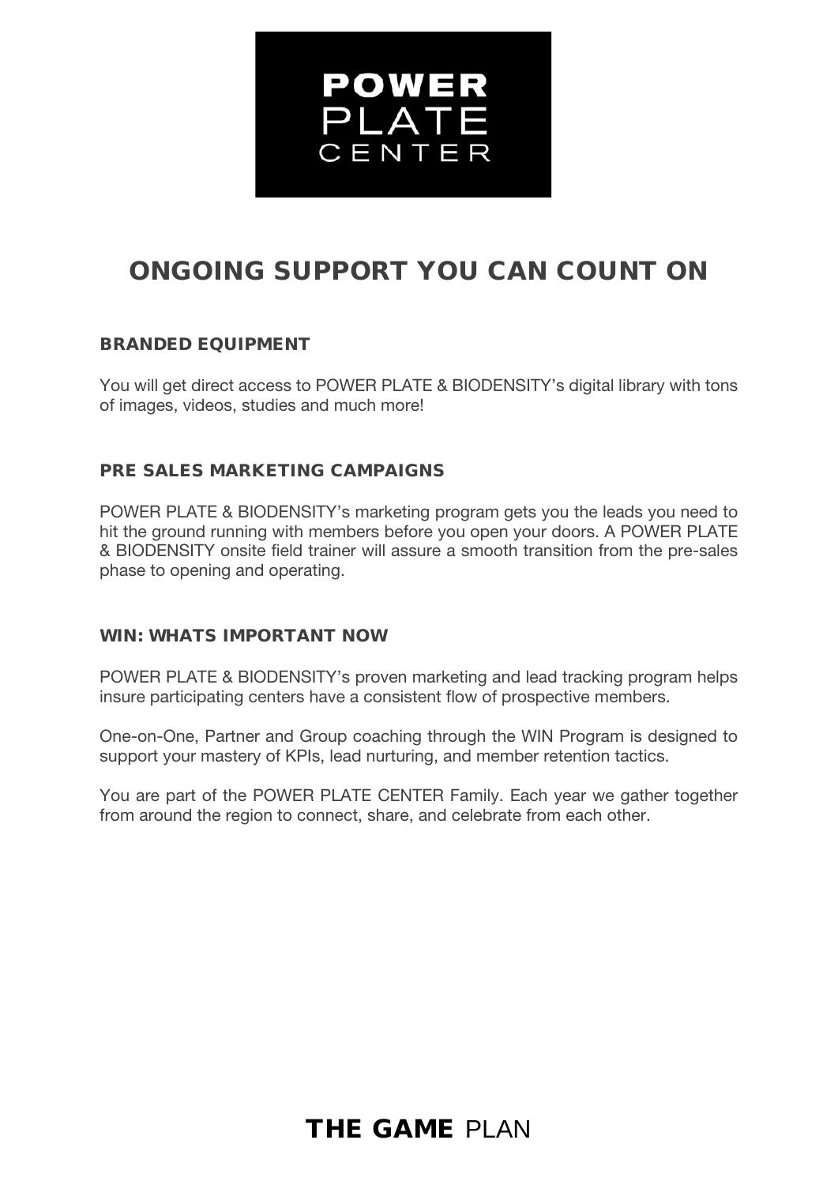POWER PLATE CENTER

# ONGOING SUPPORT YOU CAN COUNT ON

### BRANDED EQUIPMENT

You will get direct access to POWER PLATE & BIODENSITY's digital library with tons of images, videos, studies and much more!

### PRE SALES MARKETING CAMPAIGNS

POWER PLATE & BIODENSITY's marketing program gets you the leads you need to hit the ground running with members before you open your doors. A POWER PLATE & BIODENSITY onsite field trainer will assure a smooth transition from the pre-sales phase to opening and operating.

### WIN: WHATS IMPORTANT NOW

POWER PLATE & BIODENSITY's proven marketing and lead tracking program helps insure participating centers have a consistent flow of prospective members.

One-on-One, Partner and Group coaching through the WIN Program is designed to support your mastery of KPIs, lead nurturing, and member retention tactics.

You are part of the POWER PLATE CENTER Family. Each year we gather together from around the region to connect, share, and celebrate from each other.

**THE GAME** PLAN